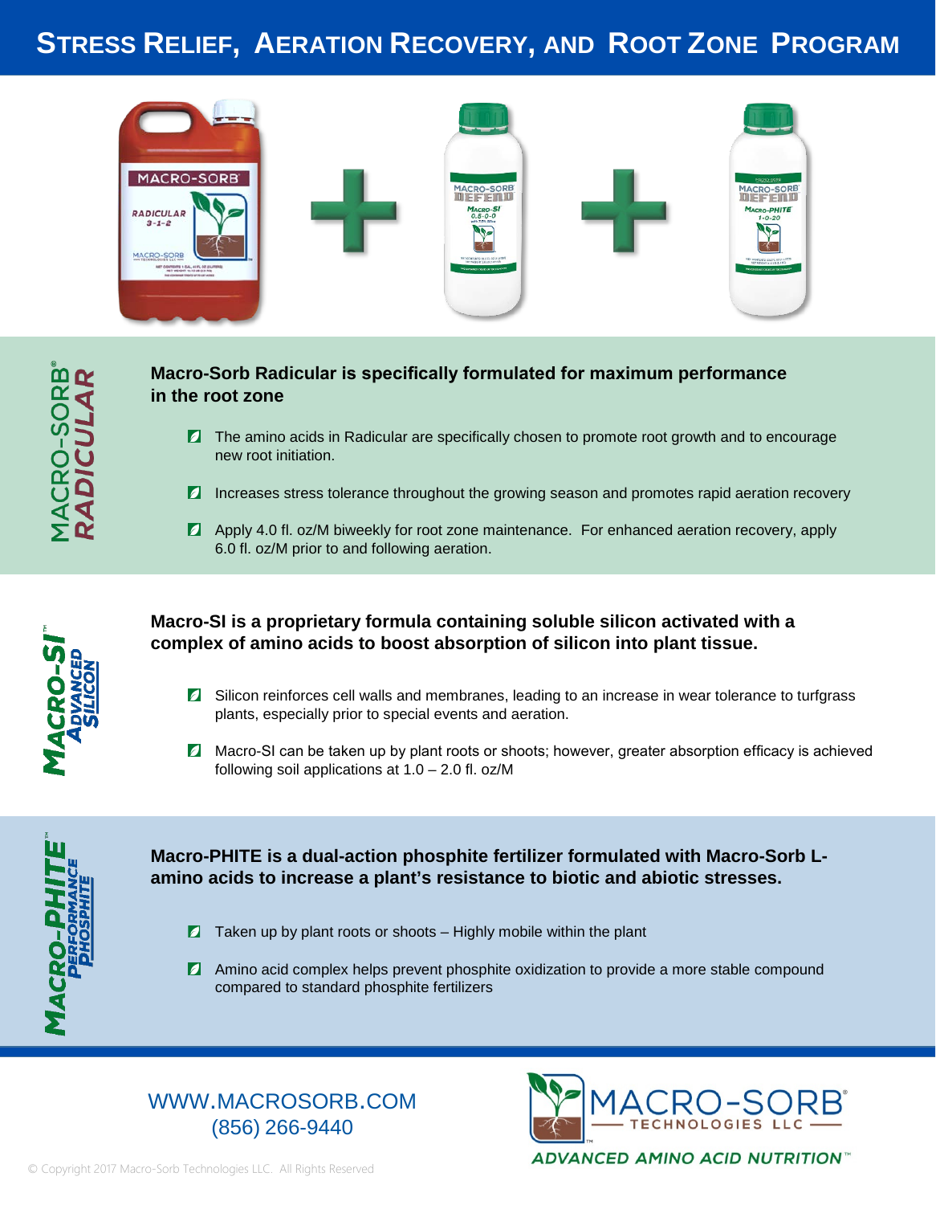# STRESS RELIEF, AERATION RECOVERY, AND ROOT ZONE PROGRAM

## MACRO-SORB® RADICULAR

**Macro-Sorb Radicular is specifically formulated for maximum performance in the root zone**

- The amino acids in Radicular are specifically chosen to promote root growth and to encourage new root initiation.
- Increases stress tolerance throughout the growing season and promotes rapid aeration recovery
- Apply 4.0 fl. oz/M biweekly for root zone maintenance. For enhanced aeration recovery, apply 6.0 fl. oz/M prior to and following aeration.

## MACRO-SI™ ADVANCED SILICON

**Macro-SI is a proprietary formula containing soluble silicon activated with a complex of amino acids to boost absorption of silicon into plant tissue.**

- Silicon reinforces cell walls and membranes, leading to an increase in wear tolerance to turfgrass plants, especially prior to special events and aeration.
- Macro-SI can be taken up by plant roots or shoots; however, greater absorption efficacy is achieved following soil applications at 1.0 – 2.0 fl. oz/M

## MACRO-PHITE™ PERFORMANCE PHOSPHITE

**Macro-PHITE is a dual-action phosphite fertilizer formulated with Macro-Sorb L-amino acids to increase a plant's resistance to biotic and abiotic stresses.**

- Taken up by plant roots or shoots – Highly mobile within the plant
- Amino acid complex helps prevent phosphite oxidization to provide a more stable compound compared to standard phosphite fertilizers

WWW.MACROSORB.COM
(856) 266-9440

MACRO-SORB® TECHNOLOGIES LLC
ADVANCED AMINO ACID NUTRITION™

© Copyright 2017 Macro-Sorb Technologies LLC. All Rights Reserved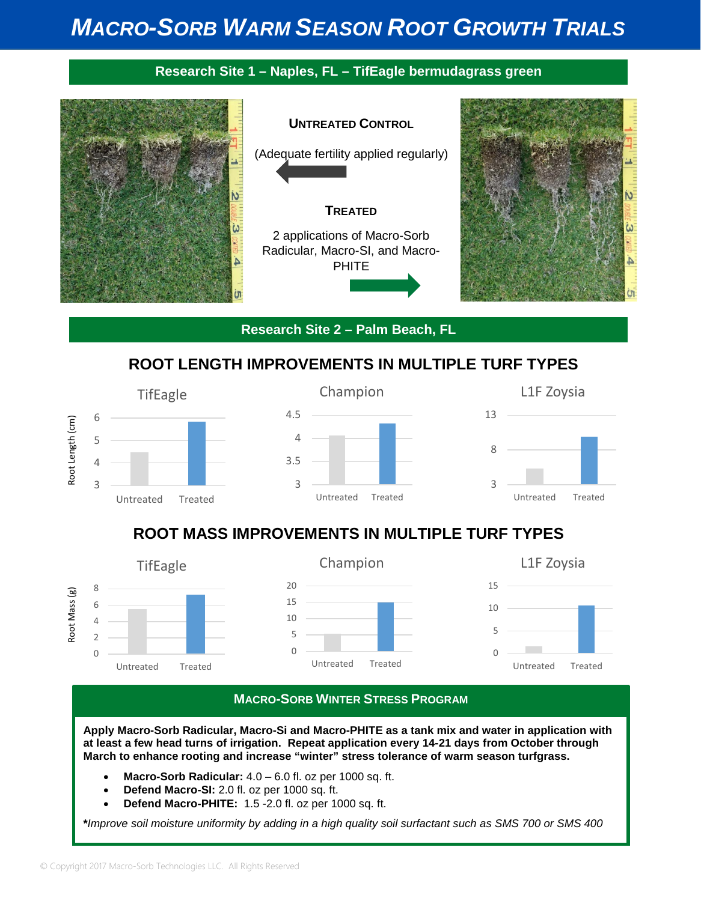# MACRO-SORB WARM SEASON ROOT GROWTH TRIALS

## Research Site 1 – Naples, FL – TifEagle bermudagrass green

**UNTREATED CONTROL**

(Adequate fertility applied regularly)

**TREATED**

2 applications of Macro-Sorb Radicular, Macro-SI, and Macro-PHITE

## Research Site 2 – Palm Beach, FL

### ROOT LENGTH IMPROVEMENTS IN MULTIPLE TURF TYPES

TifEagle
Root Length (cm)
6
5
4
3
Untreated
Treated

Champion
4.5
4
3.5
3
Untreated
Treated

L1F Zoysia
13
8
3
Untreated
Treated

### ROOT MASS IMPROVEMENTS IN MULTIPLE TURF TYPES

TifEagle
Root Mass (g)
8
6
4
2
0
Untreated
Treated

Champion
20
15
10
5
0
Untreated
Treated

L1F Zoysia
15
10
5
0
Untreated
Treated

### MACRO-SORB WINTER STRESS PROGRAM

**Apply Macro-Sorb Radicular, Macro-Si and Macro-PHITE as a tank mix and water in application with at least a few head turns of irrigation. Repeat application every 14-21 days from October through March to enhance rooting and increase "winter" stress tolerance of warm season turfgrass.**

- **Macro-Sorb Radicular:** 4.0 – 6.0 fl. oz per 1000 sq. ft.
- **Defend Macro-SI:** 2.0 fl. oz per 1000 sq. ft.
- **Defend Macro-PHITE:** 1.5 -2.0 fl. oz per 1000 sq. ft.

**\***_Improve soil moisture uniformity by adding in a high quality soil surfactant such as SMS 700 or SMS 400_

© Copyright 2017 Macro-Sorb Technologies LLC. All Rights Reserved